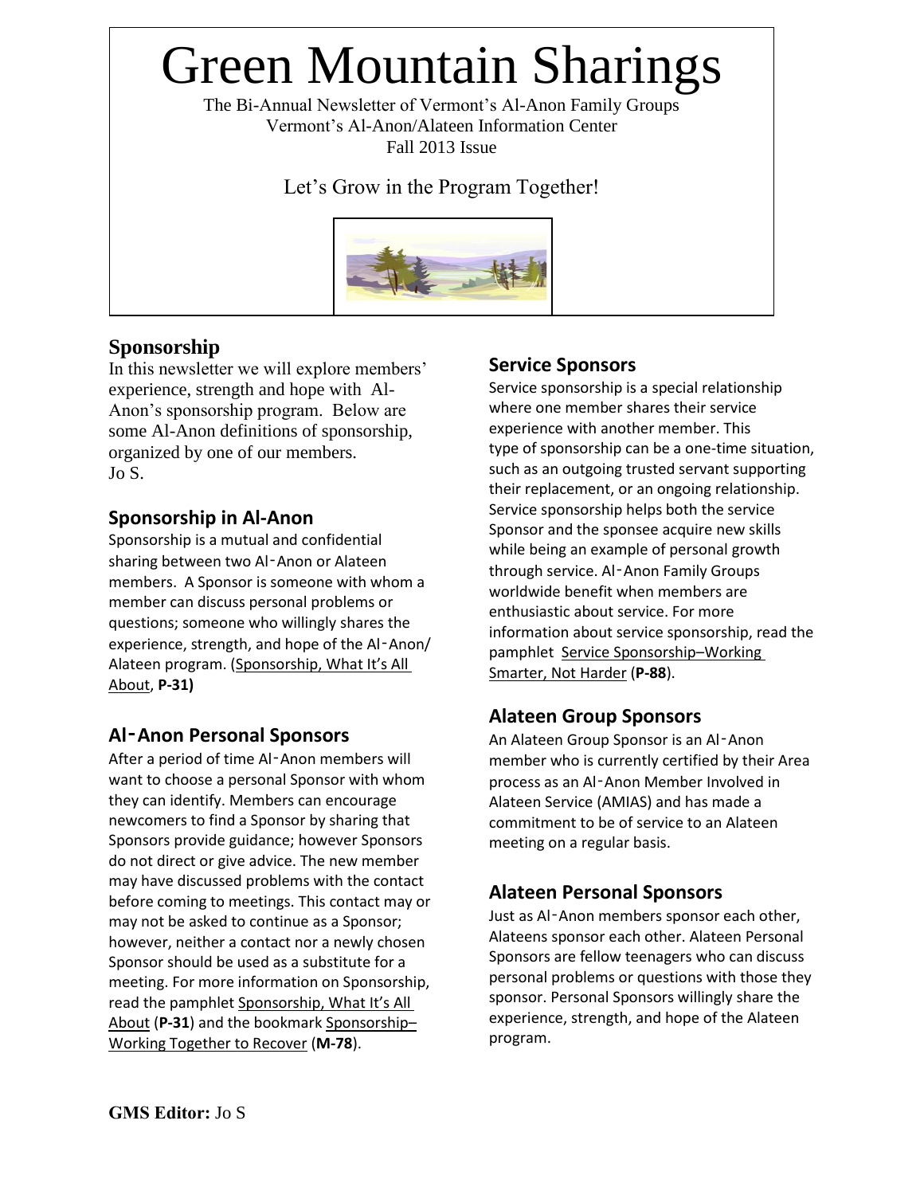# Green Mountain Sharings

The Bi-Annual Newsletter of Vermont's Al-Anon Family Groups
Vermont's Al-Anon/Alateen Information Center
Fall 2013 Issue

Let's Grow in the Program Together!

## Sponsorship

In this newsletter we will explore members' experience, strength and hope with Al-Anon's sponsorship program. Below are some Al-Anon definitions of sponsorship, organized by one of our members.
Jo S.

### Sponsorship in Al-Anon

Sponsorship is a mutual and confidential sharing between two Al‑Anon or Alateen members. A Sponsor is someone with whom a member can discuss personal problems or questions; someone who willingly shares the experience, strength, and hope of the Al‑Anon/ Alateen program. (Sponsorship, What It's All About, **P-31)**

### Al‑Anon Personal Sponsors

After a period of time Al‑Anon members will want to choose a personal Sponsor with whom they can identify. Members can encourage newcomers to find a Sponsor by sharing that Sponsors provide guidance; however Sponsors do not direct or give advice. The new member may have discussed problems with the contact before coming to meetings. This contact may or may not be asked to continue as a Sponsor; however, neither a contact nor a newly chosen Sponsor should be used as a substitute for a meeting. For more information on Sponsorship, read the pamphlet Sponsorship, What It's All About (**P-31**) and the bookmark Sponsorship–Working Together to Recover (**M-78**).

### Service Sponsors

Service sponsorship is a special relationship where one member shares their service experience with another member. This type of sponsorship can be a one-time situation, such as an outgoing trusted servant supporting their replacement, or an ongoing relationship. Service sponsorship helps both the service Sponsor and the sponsee acquire new skills while being an example of personal growth through service. Al‑Anon Family Groups worldwide benefit when members are enthusiastic about service. For more information about service sponsorship, read the pamphlet Service Sponsorship–Working Smarter, Not Harder (**P-88**).

### Alateen Group Sponsors

An Alateen Group Sponsor is an Al‑Anon member who is currently certified by their Area process as an Al‑Anon Member Involved in Alateen Service (AMIAS) and has made a commitment to be of service to an Alateen meeting on a regular basis.

### Alateen Personal Sponsors

Just as Al‑Anon members sponsor each other, Alateens sponsor each other. Alateen Personal Sponsors are fellow teenagers who can discuss personal problems or questions with those they sponsor. Personal Sponsors willingly share the experience, strength, and hope of the Alateen program.

**GMS Editor:** Jo S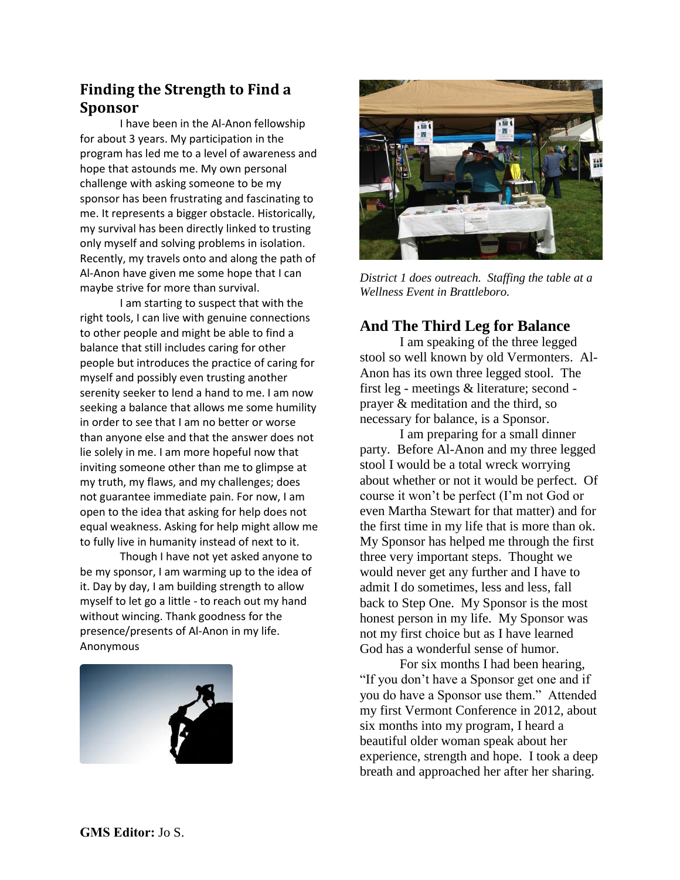## Finding the Strength to Find a Sponsor

I have been in the Al-Anon fellowship for about 3 years. My participation in the program has led me to a level of awareness and hope that astounds me. My own personal challenge with asking someone to be my sponsor has been frustrating and fascinating to me. It represents a bigger obstacle. Historically, my survival has been directly linked to trusting only myself and solving problems in isolation. Recently, my travels onto and along the path of Al-Anon have given me some hope that I can maybe strive for more than survival.

I am starting to suspect that with the right tools, I can live with genuine connections to other people and might be able to find a balance that still includes caring for other people but introduces the practice of caring for myself and possibly even trusting another serenity seeker to lend a hand to me. I am now seeking a balance that allows me some humility in order to see that I am no better or worse than anyone else and that the answer does not lie solely in me. I am more hopeful now that inviting someone other than me to glimpse at my truth, my flaws, and my challenges; does not guarantee immediate pain. For now, I am open to the idea that asking for help does not equal weakness. Asking for help might allow me to fully live in humanity instead of next to it.

Though I have not yet asked anyone to be my sponsor, I am warming up to the idea of it. Day by day, I am building strength to allow myself to let go a little - to reach out my hand without wincing. Thank goodness for the presence/presents of Al-Anon in my life.
Anonymous

*District 1 does outreach. Staffing the table at a Wellness Event in Brattleboro.*

## And The Third Leg for Balance

I am speaking of the three legged stool so well known by old Vermonters. Al-Anon has its own three legged stool. The first leg - meetings & literature; second - prayer & meditation and the third, so necessary for balance, is a Sponsor.

I am preparing for a small dinner party. Before Al-Anon and my three legged stool I would be a total wreck worrying about whether or not it would be perfect. Of course it won't be perfect (I'm not God or even Martha Stewart for that matter) and for the first time in my life that is more than ok. My Sponsor has helped me through the first three very important steps. Thought we would never get any further and I have to admit I do sometimes, less and less, fall back to Step One. My Sponsor is the most honest person in my life. My Sponsor was not my first choice but as I have learned God has a wonderful sense of humor.

For six months I had been hearing, "If you don't have a Sponsor get one and if you do have a Sponsor use them." Attended my first Vermont Conference in 2012, about six months into my program, I heard a beautiful older woman speak about her experience, strength and hope. I took a deep breath and approached her after her sharing.

**GMS Editor:** Jo S.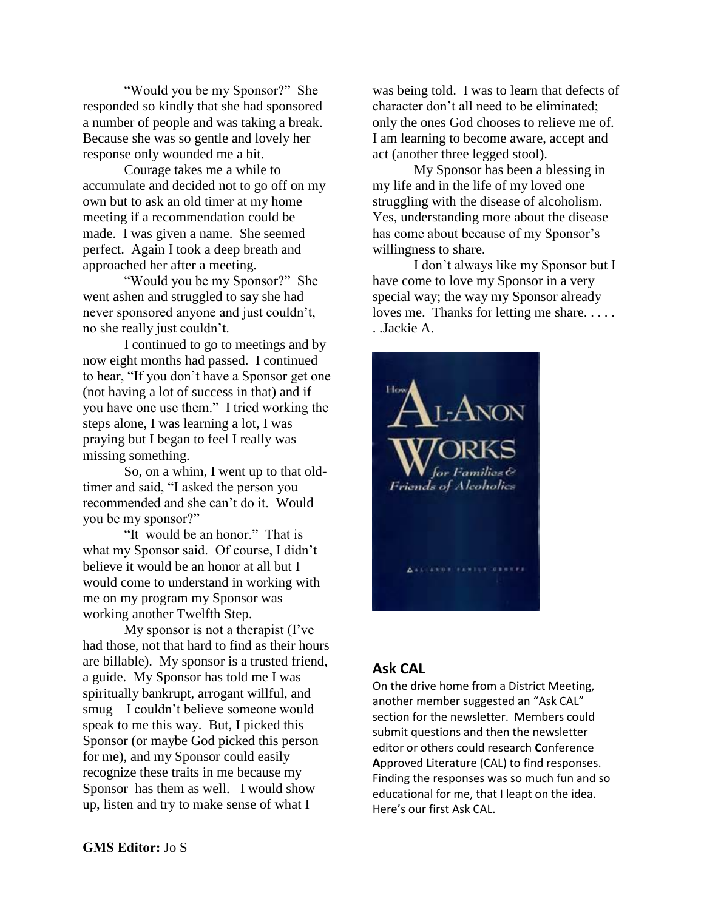"Would you be my Sponsor?" She responded so kindly that she had sponsored a number of people and was taking a break. Because she was so gentle and lovely her response only wounded me a bit.

Courage takes me a while to accumulate and decided not to go off on my own but to ask an old timer at my home meeting if a recommendation could be made. I was given a name. She seemed perfect. Again I took a deep breath and approached her after a meeting.

"Would you be my Sponsor?" She went ashen and struggled to say she had never sponsored anyone and just couldn't, no she really just couldn't.

I continued to go to meetings and by now eight months had passed. I continued to hear, "If you don't have a Sponsor get one (not having a lot of success in that) and if you have one use them." I tried working the steps alone, I was learning a lot, I was praying but I began to feel I really was missing something.

So, on a whim, I went up to that old-timer and said, "I asked the person you recommended and she can't do it. Would you be my sponsor?"

"It would be an honor." That is what my Sponsor said. Of course, I didn't believe it would be an honor at all but I would come to understand in working with me on my program my Sponsor was working another Twelfth Step.

My sponsor is not a therapist (I've had those, not that hard to find as their hours are billable). My sponsor is a trusted friend, a guide. My Sponsor has told me I was spiritually bankrupt, arrogant willful, and smug – I couldn't believe someone would speak to me this way. But, I picked this Sponsor (or maybe God picked this person for me), and my Sponsor could easily recognize these traits in me because my Sponsor has them as well. I would show up, listen and try to make sense of what I was being told. I was to learn that defects of character don't all need to be eliminated; only the ones God chooses to relieve me of. I am learning to become aware, accept and act (another three legged stool).

My Sponsor has been a blessing in my life and in the life of my loved one struggling with the disease of alcoholism. Yes, understanding more about the disease has come about because of my Sponsor's willingness to share.

I don't always like my Sponsor but I have come to love my Sponsor in a very special way; the way my Sponsor already loves me. Thanks for letting me share. . . . . . .Jackie A.

## Ask CAL

On the drive home from a District Meeting, another member suggested an "Ask CAL" section for the newsletter. Members could submit questions and then the newsletter editor or others could research **C**onference **A**pproved **L**iterature (CAL) to find responses. Finding the responses was so much fun and so educational for me, that I leapt on the idea. Here's our first Ask CAL.

**GMS Editor:** Jo S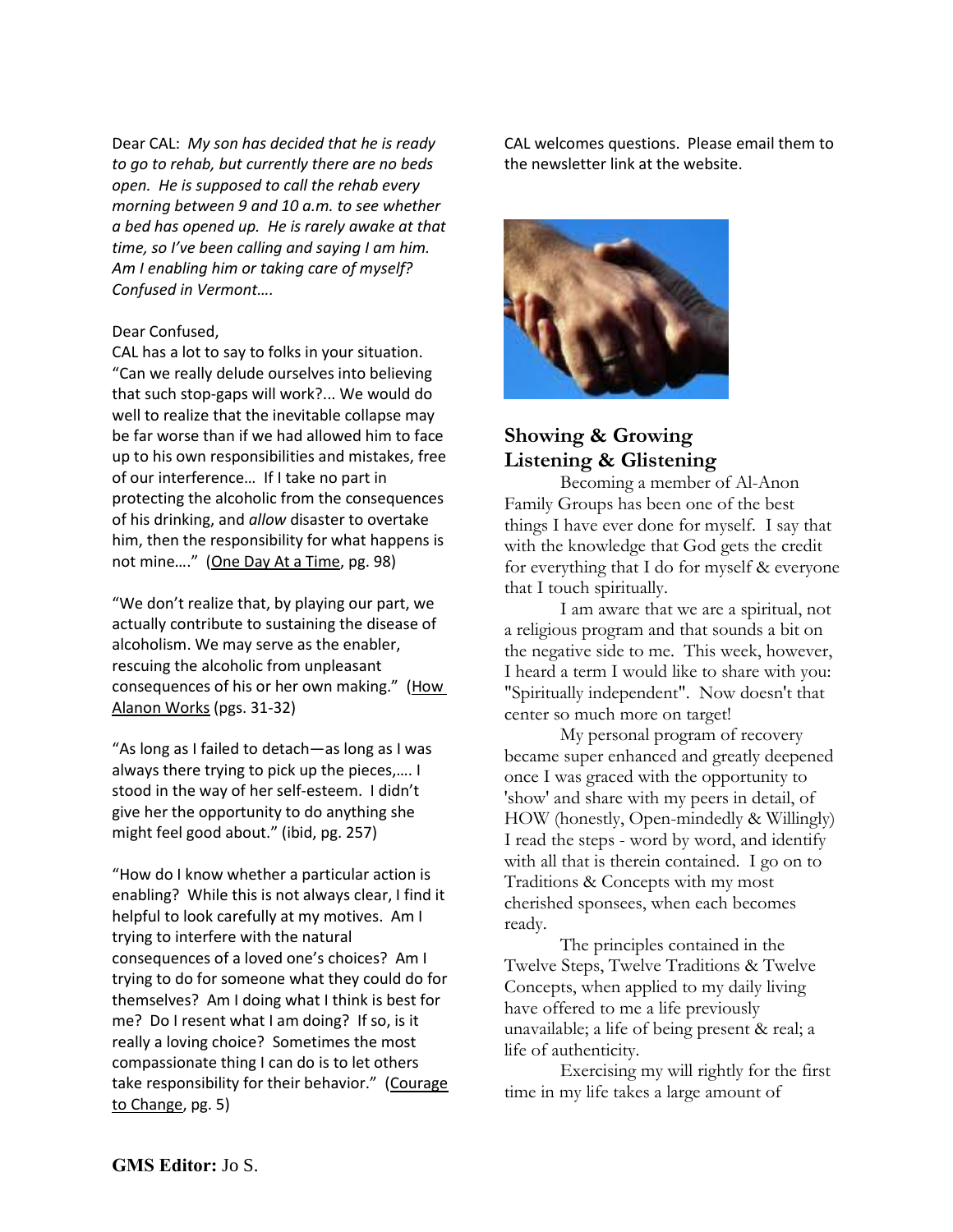Dear CAL: *My son has decided that he is ready to go to rehab, but currently there are no beds open. He is supposed to call the rehab every morning between 9 and 10 a.m. to see whether a bed has opened up. He is rarely awake at that time, so I've been calling and saying I am him. Am I enabling him or taking care of myself? Confused in Vermont….*

Dear Confused,

CAL has a lot to say to folks in your situation. "Can we really delude ourselves into believing that such stop-gaps will work?... We would do well to realize that the inevitable collapse may be far worse than if we had allowed him to face up to his own responsibilities and mistakes, free of our interference… If I take no part in protecting the alcoholic from the consequences of his drinking, and *allow* disaster to overtake him, then the responsibility for what happens is not mine…." (One Day At a Time, pg. 98)

"We don't realize that, by playing our part, we actually contribute to sustaining the disease of alcoholism. We may serve as the enabler, rescuing the alcoholic from unpleasant consequences of his or her own making." (How Alanon Works (pgs. 31-32)

"As long as I failed to detach—as long as I was always there trying to pick up the pieces,…. I stood in the way of her self-esteem. I didn't give her the opportunity to do anything she might feel good about." (ibid, pg. 257)

"How do I know whether a particular action is enabling? While this is not always clear, I find it helpful to look carefully at my motives. Am I trying to interfere with the natural consequences of a loved one's choices? Am I trying to do for someone what they could do for themselves? Am I doing what I think is best for me? Do I resent what I am doing? If so, is it really a loving choice? Sometimes the most compassionate thing I can do is to let others take responsibility for their behavior." (Courage to Change, pg. 5)

CAL welcomes questions. Please email them to the newsletter link at the website.

## Showing & Growing Listening & Glistening

Becoming a member of Al-Anon Family Groups has been one of the best things I have ever done for myself. I say that with the knowledge that God gets the credit for everything that I do for myself & everyone that I touch spiritually.

I am aware that we are a spiritual, not a religious program and that sounds a bit on the negative side to me. This week, however, I heard a term I would like to share with you: "Spiritually independent". Now doesn't that center so much more on target!

My personal program of recovery became super enhanced and greatly deepened once I was graced with the opportunity to 'show' and share with my peers in detail, of HOW (honestly, Open-mindedly & Willingly) I read the steps - word by word, and identify with all that is therein contained. I go on to Traditions & Concepts with my most cherished sponsees, when each becomes ready.

The principles contained in the Twelve Steps, Twelve Traditions & Twelve Concepts, when applied to my daily living have offered to me a life previously unavailable; a life of being present & real; a life of authenticity.

Exercising my will rightly for the first time in my life takes a large amount of

**GMS Editor:** Jo S.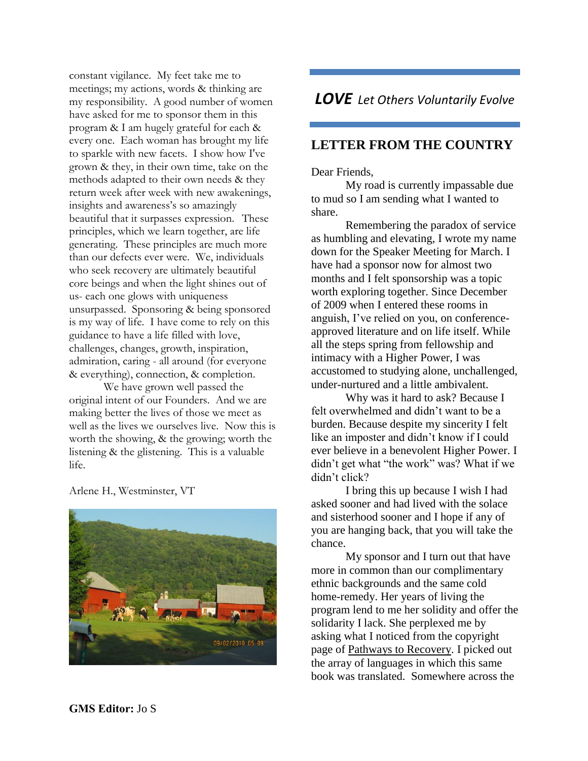constant vigilance. My feet take me to meetings; my actions, words & thinking are my responsibility. A good number of women have asked for me to sponsor them in this program & I am hugely grateful for each & every one. Each woman has brought my life to sparkle with new facets. I show how I've grown & they, in their own time, take on the methods adapted to their own needs & they return week after week with new awakenings, insights and awareness's so amazingly beautiful that it surpasses expression. These principles, which we learn together, are life generating. These principles are much more than our defects ever were. We, individuals who seek recovery are ultimately beautiful core beings and when the light shines out of us- each one glows with uniqueness unsurpassed. Sponsoring & being sponsored is my way of life. I have come to rely on this guidance to have a life filled with love, challenges, changes, growth, inspiration, admiration, caring - all around (for everyone & everything), connection, & completion.

We have grown well passed the original intent of our Founders. And we are making better the lives of those we meet as well as the lives we ourselves live. Now this is worth the showing, & the growing; worth the listening & the glistening. This is a valuable life.

Arlene H., Westminster, VT

***LOVE*** *Let Others Voluntarily Evolve*

## LETTER FROM THE COUNTRY

Dear Friends,

My road is currently impassable due to mud so I am sending what I wanted to share.

Remembering the paradox of service as humbling and elevating, I wrote my name down for the Speaker Meeting for March. I have had a sponsor now for almost two months and I felt sponsorship was a topic worth exploring together. Since December of 2009 when I entered these rooms in anguish, I've relied on you, on conference-approved literature and on life itself. While all the steps spring from fellowship and intimacy with a Higher Power, I was accustomed to studying alone, unchallenged, under-nurtured and a little ambivalent.

Why was it hard to ask? Because I felt overwhelmed and didn't want to be a burden. Because despite my sincerity I felt like an imposter and didn't know if I could ever believe in a benevolent Higher Power. I didn't get what "the work" was? What if we didn't click?

I bring this up because I wish I had asked sooner and had lived with the solace and sisterhood sooner and I hope if any of you are hanging back, that you will take the chance.

My sponsor and I turn out that have more in common than our complimentary ethnic backgrounds and the same cold home-remedy. Her years of living the program lend to me her solidity and offer the solidarity I lack. She perplexed me by asking what I noticed from the copyright page of Pathways to Recovery. I picked out the array of languages in which this same book was translated. Somewhere across the

**GMS Editor:** Jo S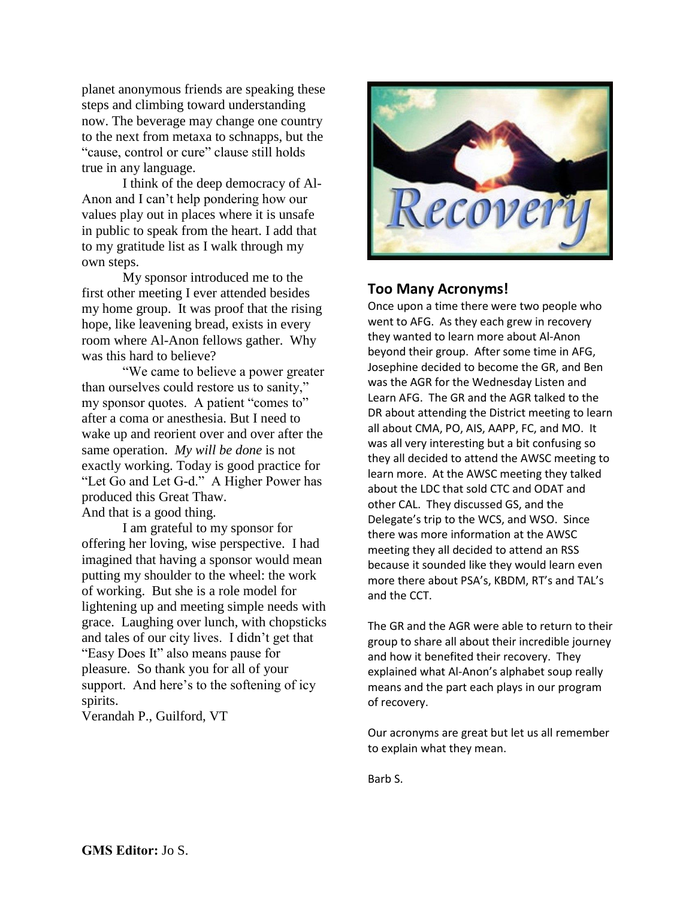planet anonymous friends are speaking these steps and climbing toward understanding now. The beverage may change one country to the next from metaxa to schnapps, but the "cause, control or cure" clause still holds true in any language.

I think of the deep democracy of Al-Anon and I can't help pondering how our values play out in places where it is unsafe in public to speak from the heart. I add that to my gratitude list as I walk through my own steps.

My sponsor introduced me to the first other meeting I ever attended besides my home group. It was proof that the rising hope, like leavening bread, exists in every room where Al-Anon fellows gather. Why was this hard to believe?

"We came to believe a power greater than ourselves could restore us to sanity," my sponsor quotes. A patient "comes to" after a coma or anesthesia. But I need to wake up and reorient over and over after the same operation. *My will be done* is not exactly working. Today is good practice for "Let Go and Let G-d." A Higher Power has produced this Great Thaw.
And that is a good thing.

I am grateful to my sponsor for offering her loving, wise perspective. I had imagined that having a sponsor would mean putting my shoulder to the wheel: the work of working. But she is a role model for lightening up and meeting simple needs with grace. Laughing over lunch, with chopsticks and tales of our city lives. I didn't get that "Easy Does It" also means pause for pleasure. So thank you for all of your support. And here's to the softening of icy spirits.
Verandah P., Guilford, VT

## Too Many Acronyms!

Once upon a time there were two people who went to AFG. As they each grew in recovery they wanted to learn more about Al-Anon beyond their group. After some time in AFG, Josephine decided to become the GR, and Ben was the AGR for the Wednesday Listen and Learn AFG. The GR and the AGR talked to the DR about attending the District meeting to learn all about CMA, PO, AIS, AAPP, FC, and MO. It was all very interesting but a bit confusing so they all decided to attend the AWSC meeting to learn more. At the AWSC meeting they talked about the LDC that sold CTC and ODAT and other CAL. They discussed GS, and the Delegate's trip to the WCS, and WSO. Since there was more information at the AWSC meeting they all decided to attend an RSS because it sounded like they would learn even more there about PSA's, KBDM, RT's and TAL's and the CCT.

The GR and the AGR were able to return to their group to share all about their incredible journey and how it benefited their recovery. They explained what Al-Anon's alphabet soup really means and the part each plays in our program of recovery.

Our acronyms are great but let us all remember to explain what they mean.

Barb S.

**GMS Editor:** Jo S.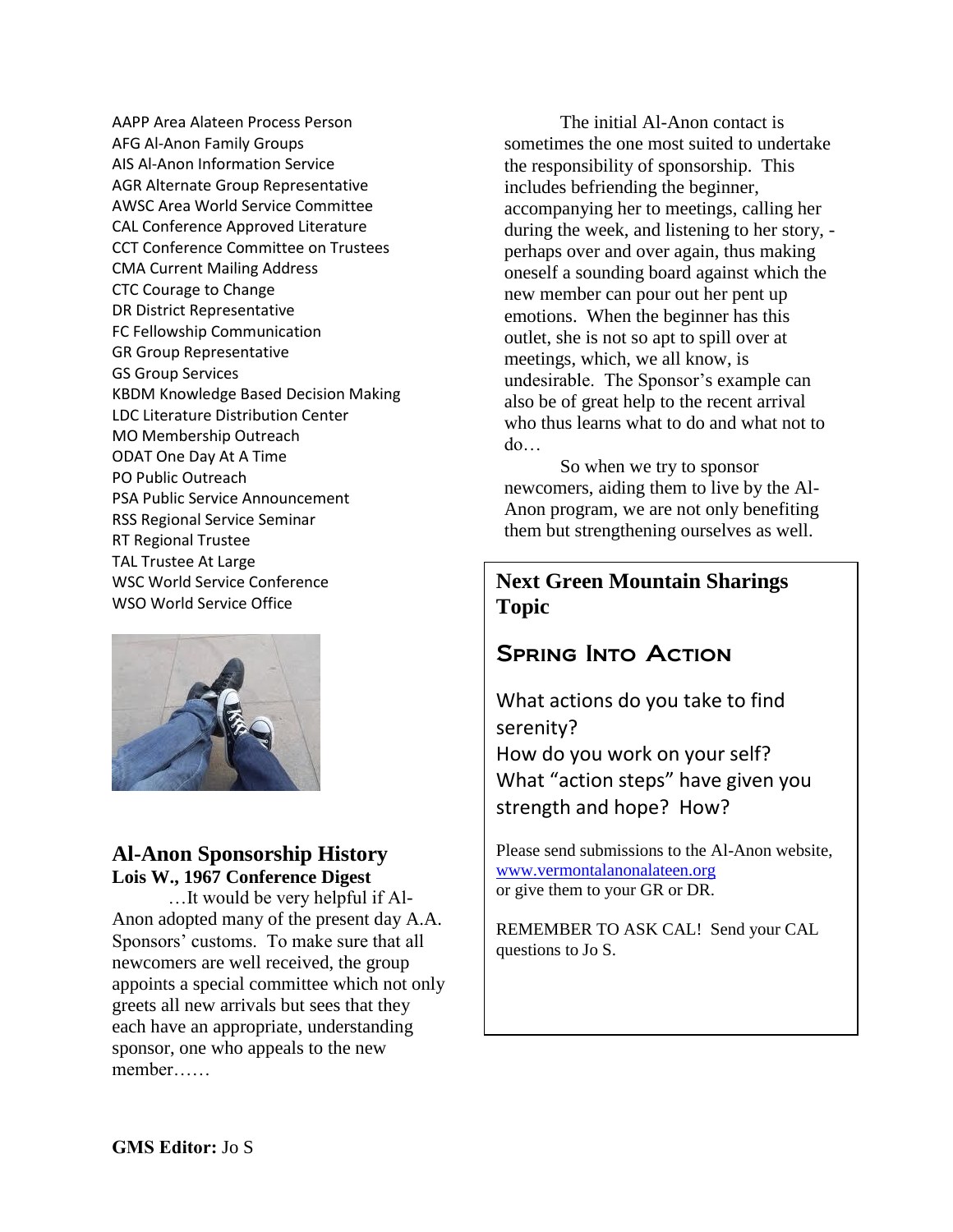AAPP Area Alateen Process Person
AFG Al-Anon Family Groups
AIS Al-Anon Information Service
AGR Alternate Group Representative
AWSC Area World Service Committee
CAL Conference Approved Literature
CCT Conference Committee on Trustees
CMA Current Mailing Address
CTC Courage to Change
DR District Representative
FC Fellowship Communication
GR Group Representative
GS Group Services
KBDM Knowledge Based Decision Making
LDC Literature Distribution Center
MO Membership Outreach
ODAT One Day At A Time
PO Public Outreach
PSA Public Service Announcement
RSS Regional Service Seminar
RT Regional Trustee
TAL Trustee At Large
WSC World Service Conference
WSO World Service Office

## Al-Anon Sponsorship History

**Lois W., 1967 Conference Digest**

…It would be very helpful if Al-Anon adopted many of the present day A.A. Sponsors' customs. To make sure that all newcomers are well received, the group appoints a special committee which not only greets all new arrivals but sees that they each have an appropriate, understanding sponsor, one who appeals to the new member……

The initial Al-Anon contact is sometimes the one most suited to undertake the responsibility of sponsorship. This includes befriending the beginner, accompanying her to meetings, calling her during the week, and listening to her story, - perhaps over and over again, thus making oneself a sounding board against which the new member can pour out her pent up emotions. When the beginner has this outlet, she is not so apt to spill over at meetings, which, we all know, is undesirable. The Sponsor's example can also be of great help to the recent arrival who thus learns what to do and what not to do…

So when we try to sponsor newcomers, aiding them to live by the Al-Anon program, we are not only benefiting them but strengthening ourselves as well.

## Next Green Mountain Sharings Topic

### Spring Into Action

What actions do you take to find serenity?
How do you work on your self?
What "action steps" have given you strength and hope? How?

Please send submissions to the Al-Anon website, www.vermontalanonalateen.org or give them to your GR or DR.

REMEMBER TO ASK CAL! Send your CAL questions to Jo S.

**GMS Editor:** Jo S